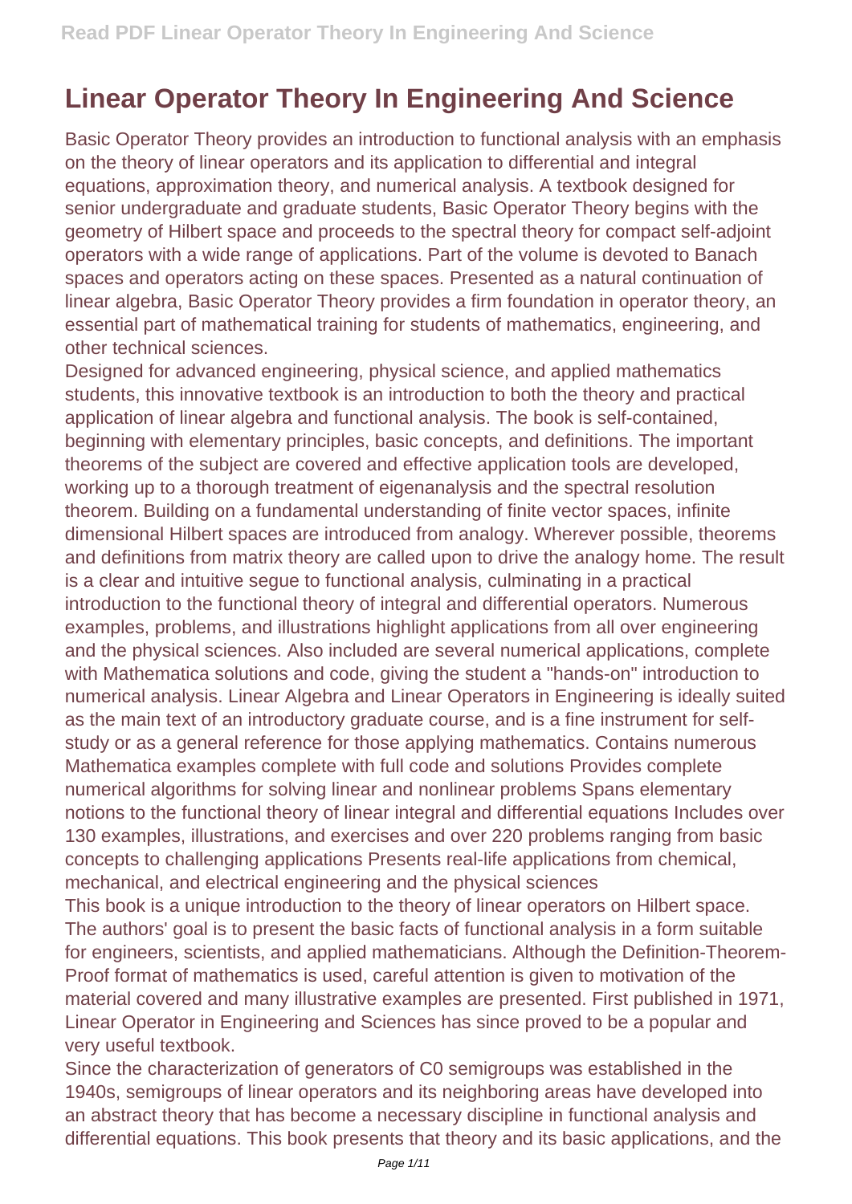# Linear Operator Theory In Engineering And Science

Basic Operator Theory provides an introduction to functional analysis with an emphasis on the theory of linear operators and its application to differential and integral equations, approximation theory, and numerical analysis. A textbook designed for senior undergraduate and graduate students, Basic Operator Theory begins with the geometry of Hilbert space and proceeds to the spectral theory for compact self-adjoint operators with a wide range of applications. Part of the volume is devoted to Banach spaces and operators acting on these spaces. Presented as a natural continuation of linear algebra, Basic Operator Theory provides a firm foundation in operator theory, an essential part of mathematical training for students of mathematics, engineering, and other technical sciences.

Designed for advanced engineering, physical science, and applied mathematics students, this innovative textbook is an introduction to both the theory and practical application of linear algebra and functional analysis. The book is self-contained, beginning with elementary principles, basic concepts, and definitions. The important theorems of the subject are covered and effective application tools are developed, working up to a thorough treatment of eigenanalysis and the spectral resolution theorem. Building on a fundamental understanding of finite vector spaces, infinite dimensional Hilbert spaces are introduced from analogy. Wherever possible, theorems and definitions from matrix theory are called upon to drive the analogy home. The result is a clear and intuitive segue to functional analysis, culminating in a practical introduction to the functional theory of integral and differential operators. Numerous examples, problems, and illustrations highlight applications from all over engineering and the physical sciences. Also included are several numerical applications, complete with Mathematica solutions and code, giving the student a "hands-on" introduction to numerical analysis. Linear Algebra and Linear Operators in Engineering is ideally suited as the main text of an introductory graduate course, and is a fine instrument for self-study or as a general reference for those applying mathematics. Contains numerous Mathematica examples complete with full code and solutions Provides complete numerical algorithms for solving linear and nonlinear problems Spans elementary notions to the functional theory of linear integral and differential equations Includes over 130 examples, illustrations, and exercises and over 220 problems ranging from basic concepts to challenging applications Presents real-life applications from chemical, mechanical, and electrical engineering and the physical sciences

This book is a unique introduction to the theory of linear operators on Hilbert space. The authors' goal is to present the basic facts of functional analysis in a form suitable for engineers, scientists, and applied mathematicians. Although the Definition-Theorem-Proof format of mathematics is used, careful attention is given to motivation of the material covered and many illustrative examples are presented. First published in 1971, Linear Operator in Engineering and Sciences has since proved to be a popular and very useful textbook.

Since the characterization of generators of C0 semigroups was established in the 1940s, semigroups of linear operators and its neighboring areas have developed into an abstract theory that has become a necessary discipline in functional analysis and differential equations. This book presents that theory and its basic applications, and the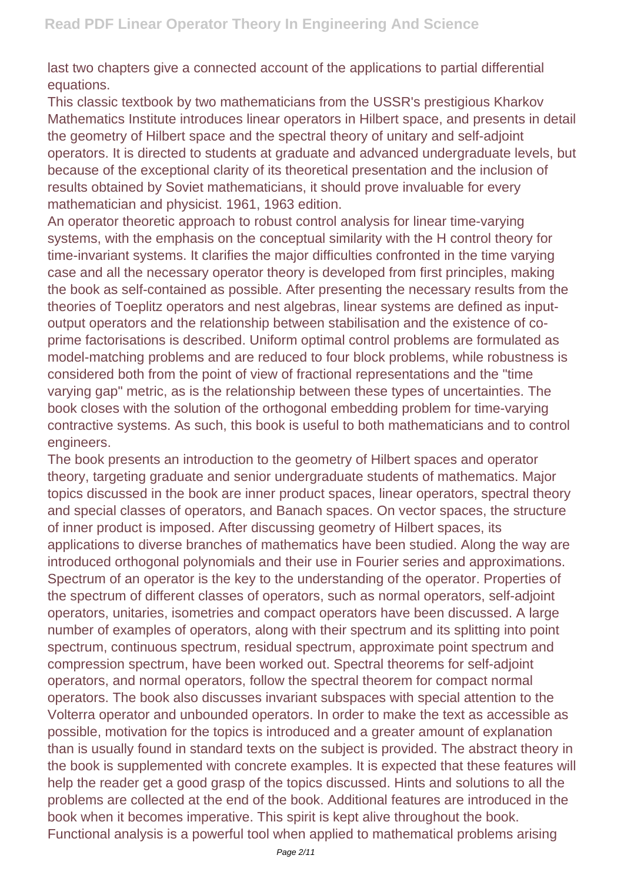last two chapters give a connected account of the applications to partial differential equations.

This classic textbook by two mathematicians from the USSR's prestigious Kharkov Mathematics Institute introduces linear operators in Hilbert space, and presents in detail the geometry of Hilbert space and the spectral theory of unitary and self-adjoint operators. It is directed to students at graduate and advanced undergraduate levels, but because of the exceptional clarity of its theoretical presentation and the inclusion of results obtained by Soviet mathematicians, it should prove invaluable for every mathematician and physicist. 1961, 1963 edition.

An operator theoretic approach to robust control analysis for linear time-varying systems, with the emphasis on the conceptual similarity with the H control theory for time-invariant systems. It clarifies the major difficulties confronted in the time varying case and all the necessary operator theory is developed from first principles, making the book as self-contained as possible. After presenting the necessary results from the theories of Toeplitz operators and nest algebras, linear systems are defined as input-output operators and the relationship between stabilisation and the existence of co-prime factorisations is described. Uniform optimal control problems are formulated as model-matching problems and are reduced to four block problems, while robustness is considered both from the point of view of fractional representations and the "time varying gap" metric, as is the relationship between these types of uncertainties. The book closes with the solution of the orthogonal embedding problem for time-varying contractive systems. As such, this book is useful to both mathematicians and to control engineers.

The book presents an introduction to the geometry of Hilbert spaces and operator theory, targeting graduate and senior undergraduate students of mathematics. Major topics discussed in the book are inner product spaces, linear operators, spectral theory and special classes of operators, and Banach spaces. On vector spaces, the structure of inner product is imposed. After discussing geometry of Hilbert spaces, its applications to diverse branches of mathematics have been studied. Along the way are introduced orthogonal polynomials and their use in Fourier series and approximations. Spectrum of an operator is the key to the understanding of the operator. Properties of the spectrum of different classes of operators, such as normal operators, self-adjoint operators, unitaries, isometries and compact operators have been discussed. A large number of examples of operators, along with their spectrum and its splitting into point spectrum, continuous spectrum, residual spectrum, approximate point spectrum and compression spectrum, have been worked out. Spectral theorems for self-adjoint operators, and normal operators, follow the spectral theorem for compact normal operators. The book also discusses invariant subspaces with special attention to the Volterra operator and unbounded operators. In order to make the text as accessible as possible, motivation for the topics is introduced and a greater amount of explanation than is usually found in standard texts on the subject is provided. The abstract theory in the book is supplemented with concrete examples. It is expected that these features will help the reader get a good grasp of the topics discussed. Hints and solutions to all the problems are collected at the end of the book. Additional features are introduced in the book when it becomes imperative. This spirit is kept alive throughout the book.

Functional analysis is a powerful tool when applied to mathematical problems arising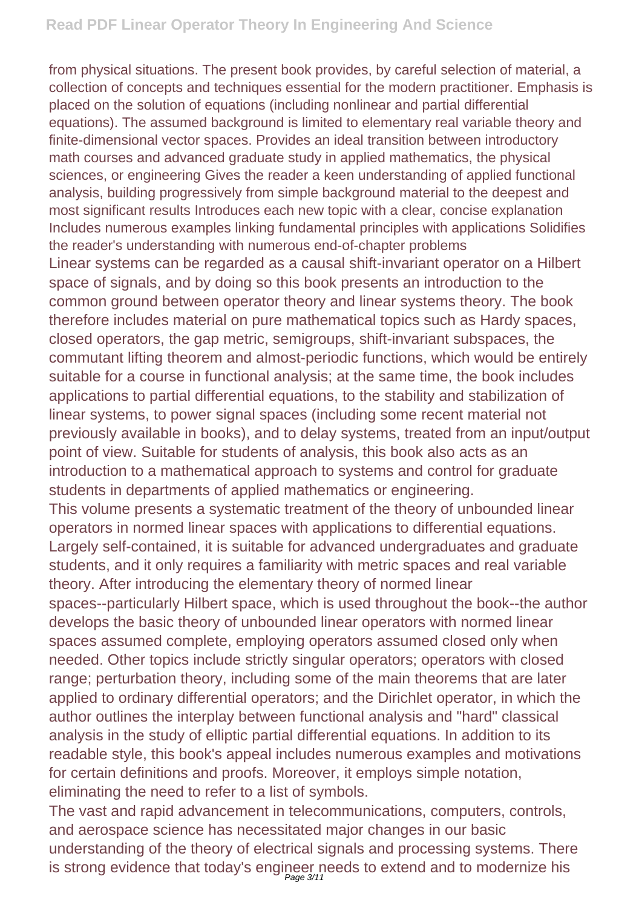from physical situations. The present book provides, by careful selection of material, a collection of concepts and techniques essential for the modern practitioner. Emphasis is placed on the solution of equations (including nonlinear and partial differential equations). The assumed background is limited to elementary real variable theory and finite-dimensional vector spaces. Provides an ideal transition between introductory math courses and advanced graduate study in applied mathematics, the physical sciences, or engineering Gives the reader a keen understanding of applied functional analysis, building progressively from simple background material to the deepest and most significant results Introduces each new topic with a clear, concise explanation Includes numerous examples linking fundamental principles with applications Solidifies the reader's understanding with numerous end-of-chapter problems

Linear systems can be regarded as a causal shift-invariant operator on a Hilbert space of signals, and by doing so this book presents an introduction to the common ground between operator theory and linear systems theory. The book therefore includes material on pure mathematical topics such as Hardy spaces, closed operators, the gap metric, semigroups, shift-invariant subspaces, the commutant lifting theorem and almost-periodic functions, which would be entirely suitable for a course in functional analysis; at the same time, the book includes applications to partial differential equations, to the stability and stabilization of linear systems, to power signal spaces (including some recent material not previously available in books), and to delay systems, treated from an input/output point of view. Suitable for students of analysis, this book also acts as an introduction to a mathematical approach to systems and control for graduate students in departments of applied mathematics or engineering.

This volume presents a systematic treatment of the theory of unbounded linear operators in normed linear spaces with applications to differential equations. Largely self-contained, it is suitable for advanced undergraduates and graduate students, and it only requires a familiarity with metric spaces and real variable theory. After introducing the elementary theory of normed linear spaces--particularly Hilbert space, which is used throughout the book--the author develops the basic theory of unbounded linear operators with normed linear spaces assumed complete, employing operators assumed closed only when needed. Other topics include strictly singular operators; operators with closed range; perturbation theory, including some of the main theorems that are later applied to ordinary differential operators; and the Dirichlet operator, in which the author outlines the interplay between functional analysis and "hard" classical analysis in the study of elliptic partial differential equations. In addition to its readable style, this book's appeal includes numerous examples and motivations for certain definitions and proofs. Moreover, it employs simple notation, eliminating the need to refer to a list of symbols.

The vast and rapid advancement in telecommunications, computers, controls, and aerospace science has necessitated major changes in our basic understanding of the theory of electrical signals and processing systems. There is strong evidence that today's engineer needs to extend and to modernize his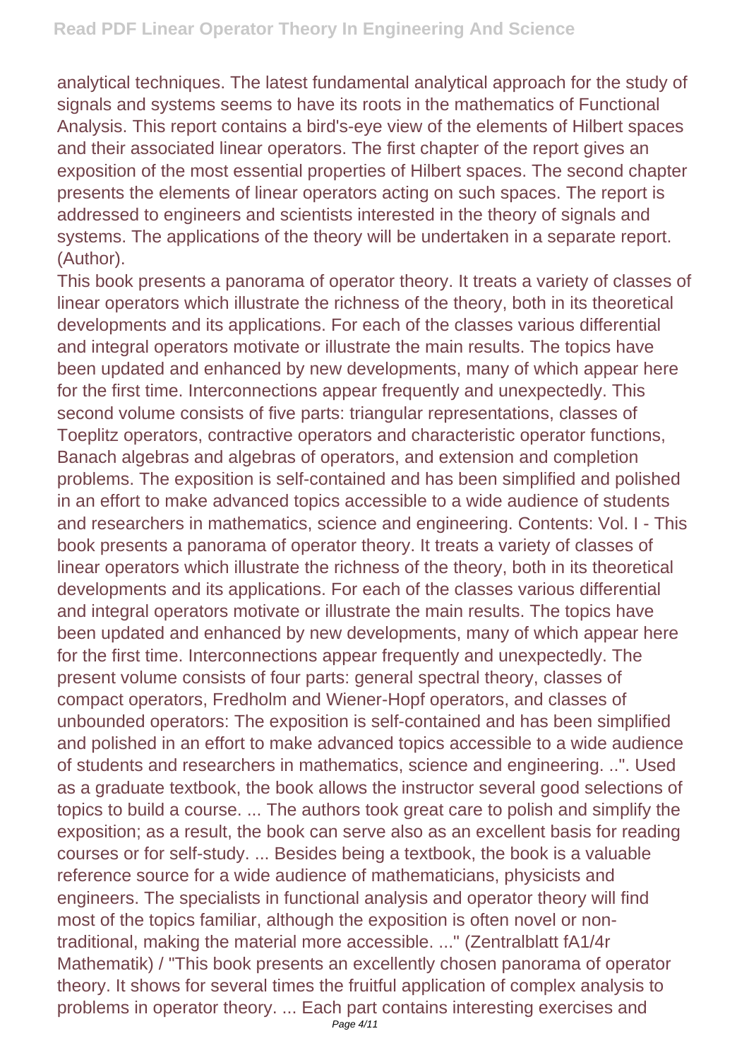analytical techniques. The latest fundamental analytical approach for the study of signals and systems seems to have its roots in the mathematics of Functional Analysis. This report contains a bird's-eye view of the elements of Hilbert spaces and their associated linear operators. The first chapter of the report gives an exposition of the most essential properties of Hilbert spaces. The second chapter presents the elements of linear operators acting on such spaces. The report is addressed to engineers and scientists interested in the theory of signals and systems. The applications of the theory will be undertaken in a separate report. (Author).

This book presents a panorama of operator theory. It treats a variety of classes of linear operators which illustrate the richness of the theory, both in its theoretical developments and its applications. For each of the classes various differential and integral operators motivate or illustrate the main results. The topics have been updated and enhanced by new developments, many of which appear here for the first time. Interconnections appear frequently and unexpectedly. This second volume consists of five parts: triangular representations, classes of Toeplitz operators, contractive operators and characteristic operator functions, Banach algebras and algebras of operators, and extension and completion problems. The exposition is self-contained and has been simplified and polished in an effort to make advanced topics accessible to a wide audience of students and researchers in mathematics, science and engineering. Contents: Vol. I - This book presents a panorama of operator theory. It treats a variety of classes of linear operators which illustrate the richness of the theory, both in its theoretical developments and its applications. For each of the classes various differential and integral operators motivate or illustrate the main results. The topics have been updated and enhanced by new developments, many of which appear here for the first time. Interconnections appear frequently and unexpectedly. The present volume consists of four parts: general spectral theory, classes of compact operators, Fredholm and Wiener-Hopf operators, and classes of unbounded operators: The exposition is self-contained and has been simplified and polished in an effort to make advanced topics accessible to a wide audience of students and researchers in mathematics, science and engineering. ..". Used as a graduate textbook, the book allows the instructor several good selections of topics to build a course. ... The authors took great care to polish and simplify the exposition; as a result, the book can serve also as an excellent basis for reading courses or for self-study. ... Besides being a textbook, the book is a valuable reference source for a wide audience of mathematicians, physicists and engineers. The specialists in functional analysis and operator theory will find most of the topics familiar, although the exposition is often novel or non-traditional, making the material more accessible. ..." (Zentralblatt fA1/4r Mathematik) / "This book presents an excellently chosen panorama of operator theory. It shows for several times the fruitful application of complex analysis to problems in operator theory. ... Each part contains interesting exercises and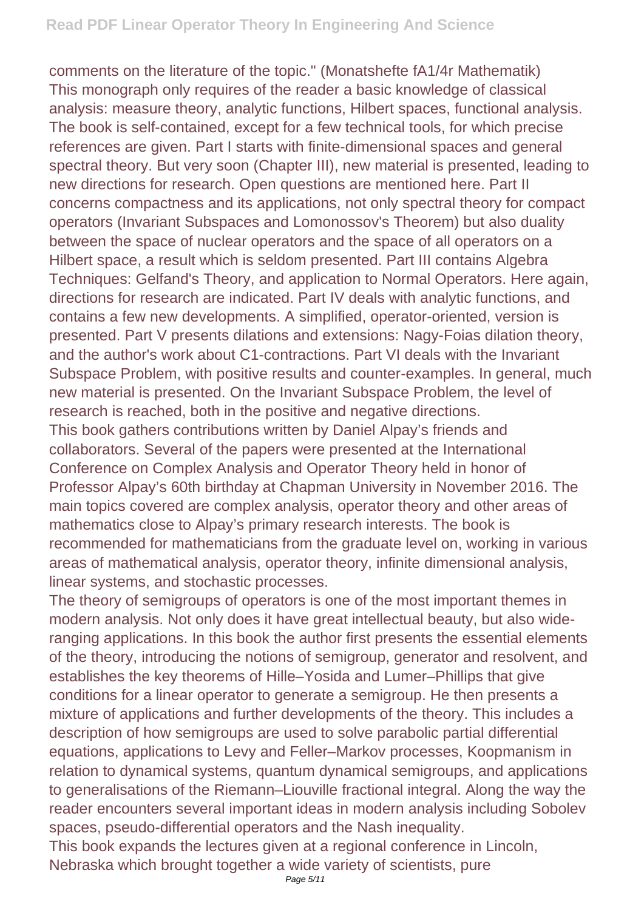comments on the literature of the topic." (Monatshefte fA1/4r Mathematik)

This monograph only requires of the reader a basic knowledge of classical analysis: measure theory, analytic functions, Hilbert spaces, functional analysis. The book is self-contained, except for a few technical tools, for which precise references are given. Part I starts with finite-dimensional spaces and general spectral theory. But very soon (Chapter III), new material is presented, leading to new directions for research. Open questions are mentioned here. Part II concerns compactness and its applications, not only spectral theory for compact operators (Invariant Subspaces and Lomonossov's Theorem) but also duality between the space of nuclear operators and the space of all operators on a Hilbert space, a result which is seldom presented. Part III contains Algebra Techniques: Gelfand's Theory, and application to Normal Operators. Here again, directions for research are indicated. Part IV deals with analytic functions, and contains a few new developments. A simplified, operator-oriented, version is presented. Part V presents dilations and extensions: Nagy-Foias dilation theory, and the author's work about C1-contractions. Part VI deals with the Invariant Subspace Problem, with positive results and counter-examples. In general, much new material is presented. On the Invariant Subspace Problem, the level of research is reached, both in the positive and negative directions.

This book gathers contributions written by Daniel Alpay's friends and collaborators. Several of the papers were presented at the International Conference on Complex Analysis and Operator Theory held in honor of Professor Alpay's 60th birthday at Chapman University in November 2016. The main topics covered are complex analysis, operator theory and other areas of mathematics close to Alpay's primary research interests. The book is recommended for mathematicians from the graduate level on, working in various areas of mathematical analysis, operator theory, infinite dimensional analysis, linear systems, and stochastic processes.

The theory of semigroups of operators is one of the most important themes in modern analysis. Not only does it have great intellectual beauty, but also wide-ranging applications. In this book the author first presents the essential elements of the theory, introducing the notions of semigroup, generator and resolvent, and establishes the key theorems of Hille–Yosida and Lumer–Phillips that give conditions for a linear operator to generate a semigroup. He then presents a mixture of applications and further developments of the theory. This includes a description of how semigroups are used to solve parabolic partial differential equations, applications to Levy and Feller–Markov processes, Koopmanism in relation to dynamical systems, quantum dynamical semigroups, and applications to generalisations of the Riemann–Liouville fractional integral. Along the way the reader encounters several important ideas in modern analysis including Sobolev spaces, pseudo-differential operators and the Nash inequality.

This book expands the lectures given at a regional conference in Lincoln, Nebraska which brought together a wide variety of scientists, pure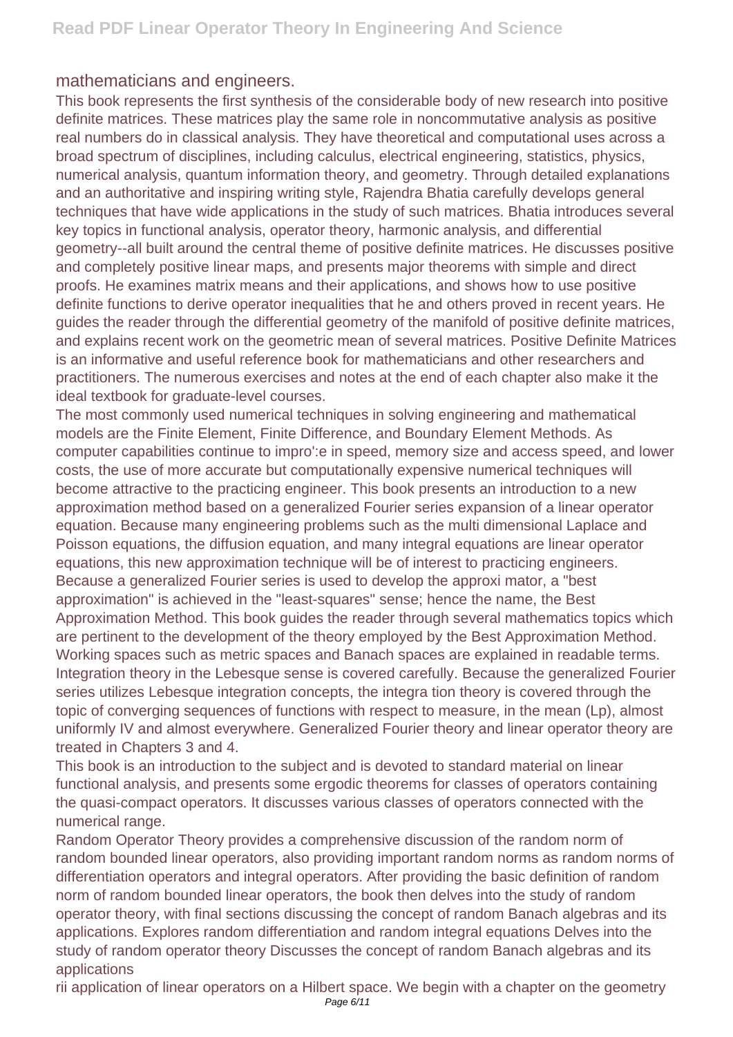mathematicians and engineers.

This book represents the first synthesis of the considerable body of new research into positive definite matrices. These matrices play the same role in noncommutative analysis as positive real numbers do in classical analysis. They have theoretical and computational uses across a broad spectrum of disciplines, including calculus, electrical engineering, statistics, physics, numerical analysis, quantum information theory, and geometry. Through detailed explanations and an authoritative and inspiring writing style, Rajendra Bhatia carefully develops general techniques that have wide applications in the study of such matrices. Bhatia introduces several key topics in functional analysis, operator theory, harmonic analysis, and differential geometry--all built around the central theme of positive definite matrices. He discusses positive and completely positive linear maps, and presents major theorems with simple and direct proofs. He examines matrix means and their applications, and shows how to use positive definite functions to derive operator inequalities that he and others proved in recent years. He guides the reader through the differential geometry of the manifold of positive definite matrices, and explains recent work on the geometric mean of several matrices. Positive Definite Matrices is an informative and useful reference book for mathematicians and other researchers and practitioners. The numerous exercises and notes at the end of each chapter also make it the ideal textbook for graduate-level courses.

The most commonly used numerical techniques in solving engineering and mathematical models are the Finite Element, Finite Difference, and Boundary Element Methods. As computer capabilities continue to impro':e in speed, memory size and access speed, and lower costs, the use of more accurate but computationally expensive numerical techniques will become attractive to the practicing engineer. This book presents an introduction to a new approximation method based on a generalized Fourier series expansion of a linear operator equation. Because many engineering problems such as the multi dimensional Laplace and Poisson equations, the diffusion equation, and many integral equations are linear operator equations, this new approximation technique will be of interest to practicing engineers. Because a generalized Fourier series is used to develop the approxi mator, a "best approximation" is achieved in the "least-squares" sense; hence the name, the Best Approximation Method. This book guides the reader through several mathematics topics which are pertinent to the development of the theory employed by the Best Approximation Method. Working spaces such as metric spaces and Banach spaces are explained in readable terms. Integration theory in the Lebesque sense is covered carefully. Because the generalized Fourier series utilizes Lebesque integration concepts, the integra tion theory is covered through the topic of converging sequences of functions with respect to measure, in the mean (Lp), almost uniformly IV and almost everywhere. Generalized Fourier theory and linear operator theory are treated in Chapters 3 and 4.

This book is an introduction to the subject and is devoted to standard material on linear functional analysis, and presents some ergodic theorems for classes of operators containing the quasi-compact operators. It discusses various classes of operators connected with the numerical range.

Random Operator Theory provides a comprehensive discussion of the random norm of random bounded linear operators, also providing important random norms as random norms of differentiation operators and integral operators. After providing the basic definition of random norm of random bounded linear operators, the book then delves into the study of random operator theory, with final sections discussing the concept of random Banach algebras and its applications. Explores random differentiation and random integral equations Delves into the study of random operator theory Discusses the concept of random Banach algebras and its applications

rii application of linear operators on a Hilbert space. We begin with a chapter on the geometry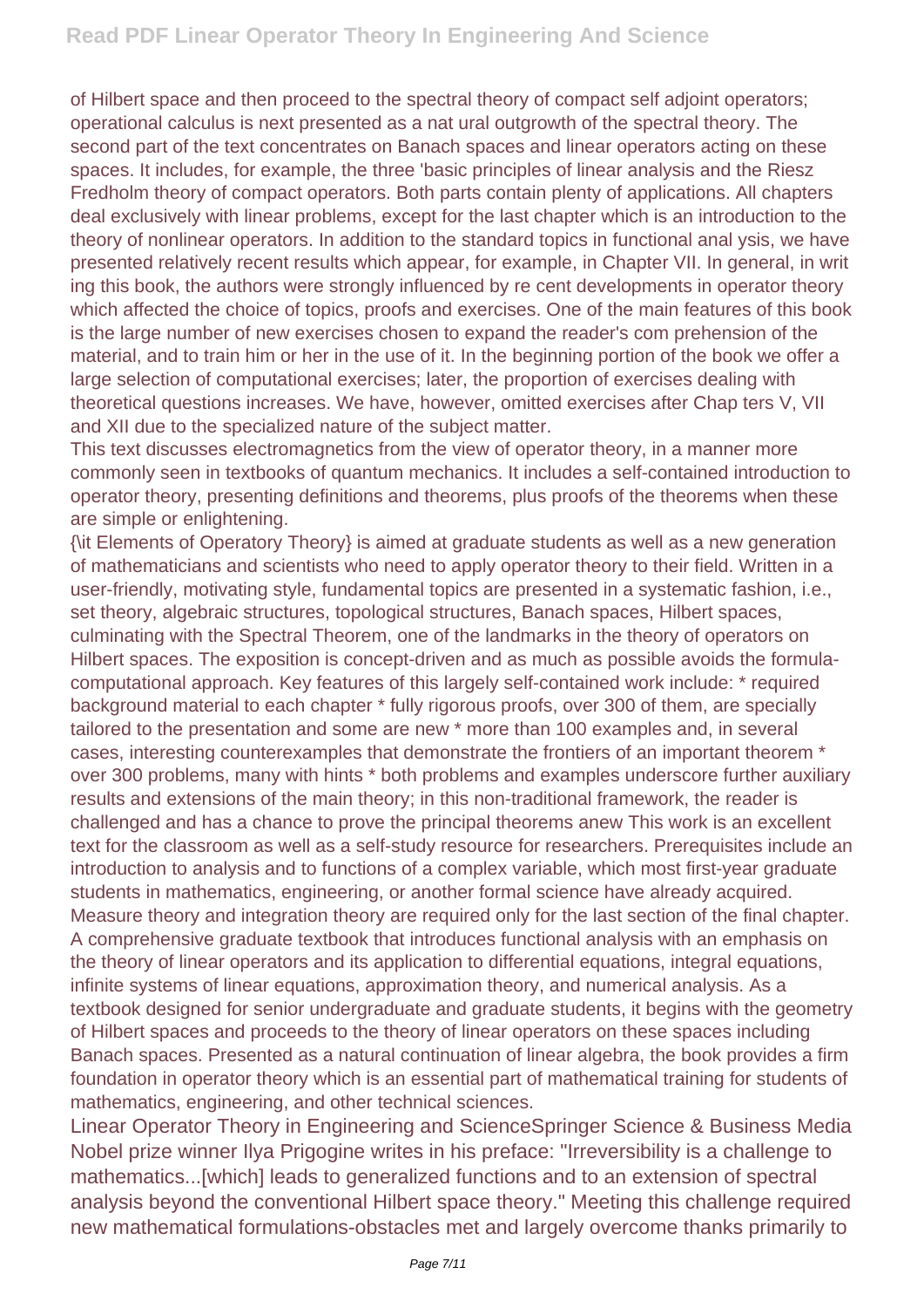of Hilbert space and then proceed to the spectral theory of compact self adjoint operators; operational calculus is next presented as a nat ural outgrowth of the spectral theory. The second part of the text concentrates on Banach spaces and linear operators acting on these spaces. It includes, for example, the three 'basic principles of linear analysis and the Riesz Fredholm theory of compact operators. Both parts contain plenty of applications. All chapters deal exclusively with linear problems, except for the last chapter which is an introduction to the theory of nonlinear operators. In addition to the standard topics in functional anal ysis, we have presented relatively recent results which appear, for example, in Chapter VII. In general, in writ ing this book, the authors were strongly influenced by re cent developments in operator theory which affected the choice of topics, proofs and exercises. One of the main features of this book is the large number of new exercises chosen to expand the reader's com prehension of the material, and to train him or her in the use of it. In the beginning portion of the book we offer a large selection of computational exercises; later, the proportion of exercises dealing with theoretical questions increases. We have, however, omitted exercises after Chap ters V, VII and XII due to the specialized nature of the subject matter.

This text discusses electromagnetics from the view of operator theory, in a manner more commonly seen in textbooks of quantum mechanics. It includes a self-contained introduction to operator theory, presenting definitions and theorems, plus proofs of the theorems when these are simple or enlightening.

{\it Elements of Operatory Theory} is aimed at graduate students as well as a new generation of mathematicians and scientists who need to apply operator theory to their field. Written in a user-friendly, motivating style, fundamental topics are presented in a systematic fashion, i.e., set theory, algebraic structures, topological structures, Banach spaces, Hilbert spaces, culminating with the Spectral Theorem, one of the landmarks in the theory of operators on Hilbert spaces. The exposition is concept-driven and as much as possible avoids the formula-computational approach. Key features of this largely self-contained work include: * required background material to each chapter * fully rigorous proofs, over 300 of them, are specially tailored to the presentation and some are new * more than 100 examples and, in several cases, interesting counterexamples that demonstrate the frontiers of an important theorem * over 300 problems, many with hints * both problems and examples underscore further auxiliary results and extensions of the main theory; in this non-traditional framework, the reader is challenged and has a chance to prove the principal theorems anew This work is an excellent text for the classroom as well as a self-study resource for researchers. Prerequisites include an introduction to analysis and to functions of a complex variable, which most first-year graduate students in mathematics, engineering, or another formal science have already acquired. Measure theory and integration theory are required only for the last section of the final chapter.

A comprehensive graduate textbook that introduces functional analysis with an emphasis on the theory of linear operators and its application to differential equations, integral equations, infinite systems of linear equations, approximation theory, and numerical analysis. As a textbook designed for senior undergraduate and graduate students, it begins with the geometry of Hilbert spaces and proceeds to the theory of linear operators on these spaces including Banach spaces. Presented as a natural continuation of linear algebra, the book provides a firm foundation in operator theory which is an essential part of mathematical training for students of mathematics, engineering, and other technical sciences.

Linear Operator Theory in Engineering and ScienceSpringer Science & Business Media

Nobel prize winner Ilya Prigogine writes in his preface: "Irreversibility is a challenge to mathematics...[which] leads to generalized functions and to an extension of spectral analysis beyond the conventional Hilbert space theory." Meeting this challenge required new mathematical formulations-obstacles met and largely overcome thanks primarily to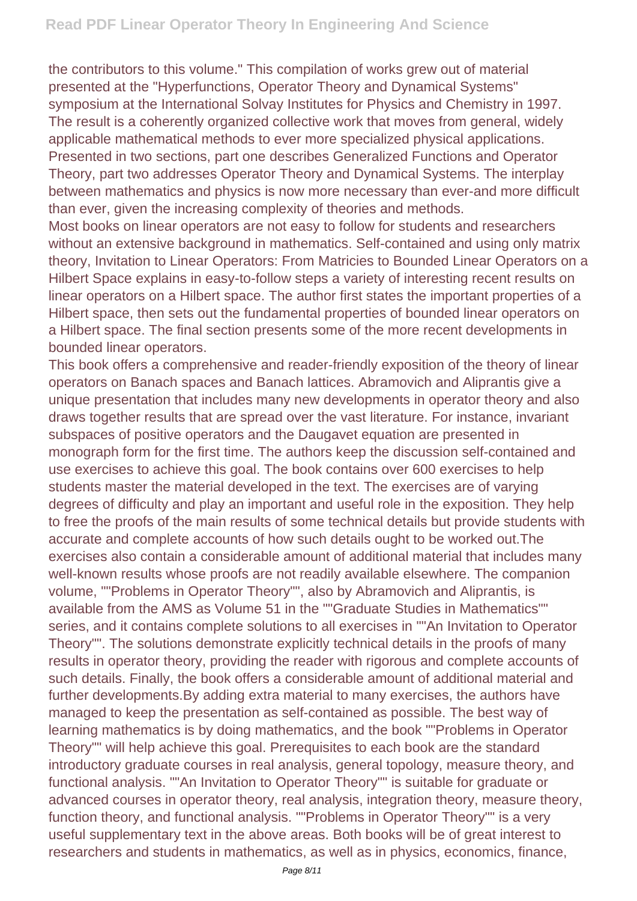the contributors to this volume." This compilation of works grew out of material presented at the "Hyperfunctions, Operator Theory and Dynamical Systems" symposium at the International Solvay Institutes for Physics and Chemistry in 1997. The result is a coherently organized collective work that moves from general, widely applicable mathematical methods to ever more specialized physical applications. Presented in two sections, part one describes Generalized Functions and Operator Theory, part two addresses Operator Theory and Dynamical Systems. The interplay between mathematics and physics is now more necessary than ever-and more difficult than ever, given the increasing complexity of theories and methods.

Most books on linear operators are not easy to follow for students and researchers without an extensive background in mathematics. Self-contained and using only matrix theory, Invitation to Linear Operators: From Matricies to Bounded Linear Operators on a Hilbert Space explains in easy-to-follow steps a variety of interesting recent results on linear operators on a Hilbert space. The author first states the important properties of a Hilbert space, then sets out the fundamental properties of bounded linear operators on a Hilbert space. The final section presents some of the more recent developments in bounded linear operators.

This book offers a comprehensive and reader-friendly exposition of the theory of linear operators on Banach spaces and Banach lattices. Abramovich and Aliprantis give a unique presentation that includes many new developments in operator theory and also draws together results that are spread over the vast literature. For instance, invariant subspaces of positive operators and the Daugavet equation are presented in monograph form for the first time. The authors keep the discussion self-contained and use exercises to achieve this goal. The book contains over 600 exercises to help students master the material developed in the text. The exercises are of varying degrees of difficulty and play an important and useful role in the exposition. They help to free the proofs of the main results of some technical details but provide students with accurate and complete accounts of how such details ought to be worked out.The exercises also contain a considerable amount of additional material that includes many well-known results whose proofs are not readily available elsewhere. The companion volume, ""Problems in Operator Theory"", also by Abramovich and Aliprantis, is available from the AMS as Volume 51 in the ""Graduate Studies in Mathematics"" series, and it contains complete solutions to all exercises in ""An Invitation to Operator Theory"". The solutions demonstrate explicitly technical details in the proofs of many results in operator theory, providing the reader with rigorous and complete accounts of such details. Finally, the book offers a considerable amount of additional material and further developments.By adding extra material to many exercises, the authors have managed to keep the presentation as self-contained as possible. The best way of learning mathematics is by doing mathematics, and the book ""Problems in Operator Theory"" will help achieve this goal. Prerequisites to each book are the standard introductory graduate courses in real analysis, general topology, measure theory, and functional analysis. ""An Invitation to Operator Theory"" is suitable for graduate or advanced courses in operator theory, real analysis, integration theory, measure theory, function theory, and functional analysis. ""Problems in Operator Theory"" is a very useful supplementary text in the above areas. Both books will be of great interest to researchers and students in mathematics, as well as in physics, economics, finance,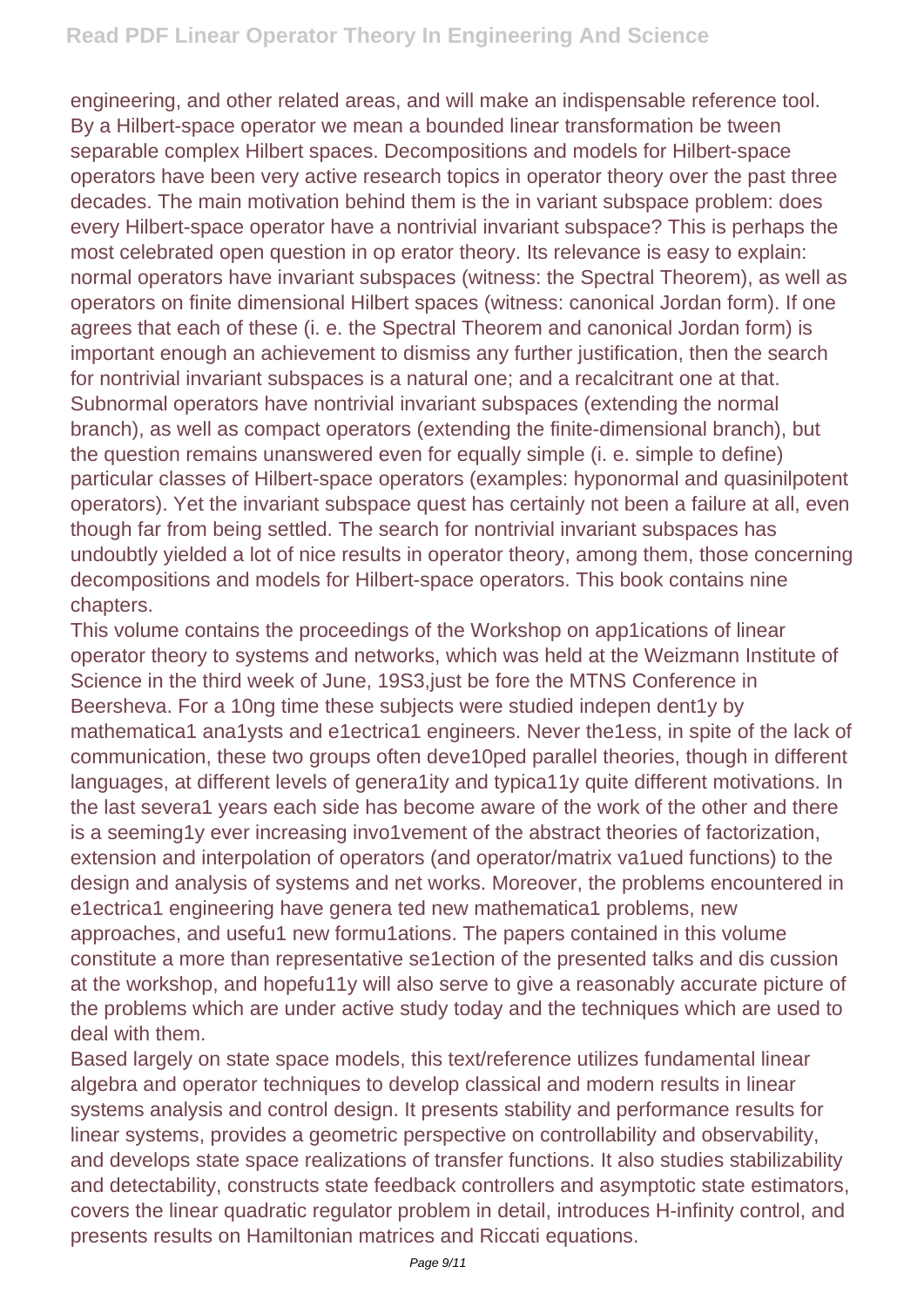engineering, and other related areas, and will make an indispensable reference tool. By a Hilbert-space operator we mean a bounded linear transformation be tween separable complex Hilbert spaces. Decompositions and models for Hilbert-space operators have been very active research topics in operator theory over the past three decades. The main motivation behind them is the in variant subspace problem: does every Hilbert-space operator have a nontrivial invariant subspace? This is perhaps the most celebrated open question in op erator theory. Its relevance is easy to explain: normal operators have invariant subspaces (witness: the Spectral Theorem), as well as operators on finite dimensional Hilbert spaces (witness: canonical Jordan form). If one agrees that each of these (i. e. the Spectral Theorem and canonical Jordan form) is important enough an achievement to dismiss any further justification, then the search for nontrivial invariant subspaces is a natural one; and a recalcitrant one at that. Subnormal operators have nontrivial invariant subspaces (extending the normal branch), as well as compact operators (extending the finite-dimensional branch), but the question remains unanswered even for equally simple (i. e. simple to define) particular classes of Hilbert-space operators (examples: hyponormal and quasinilpotent operators). Yet the invariant subspace quest has certainly not been a failure at all, even though far from being settled. The search for nontrivial invariant subspaces has undoubtly yielded a lot of nice results in operator theory, among them, those concerning decompositions and models for Hilbert-space operators. This book contains nine chapters.

This volume contains the proceedings of the Workshop on app1ications of linear operator theory to systems and networks, which was held at the Weizmann Institute of Science in the third week of June, 19S3,just be fore the MTNS Conference in Beersheva. For a 10ng time these subjects were studied indepen dent1y by mathematica1 ana1ysts and e1ectrica1 engineers. Never the1ess, in spite of the lack of communication, these two groups often deve10ped parallel theories, though in different languages, at different levels of genera1ity and typica11y quite different motivations. In the last severa1 years each side has become aware of the work of the other and there is a seeming1y ever increasing invo1vement of the abstract theories of factorization, extension and interpolation of operators (and operator/matrix va1ued functions) to the design and analysis of systems and net works. Moreover, the problems encountered in e1ectrica1 engineering have genera ted new mathematica1 problems, new approaches, and usefu1 new formu1ations. The papers contained in this volume constitute a more than representative se1ection of the presented talks and dis cussion at the workshop, and hopefu11y will also serve to give a reasonably accurate picture of the problems which are under active study today and the techniques which are used to deal with them.

Based largely on state space models, this text/reference utilizes fundamental linear algebra and operator techniques to develop classical and modern results in linear systems analysis and control design. It presents stability and performance results for linear systems, provides a geometric perspective on controllability and observability, and develops state space realizations of transfer functions. It also studies stabilizability and detectability, constructs state feedback controllers and asymptotic state estimators, covers the linear quadratic regulator problem in detail, introduces H-infinity control, and presents results on Hamiltonian matrices and Riccati equations.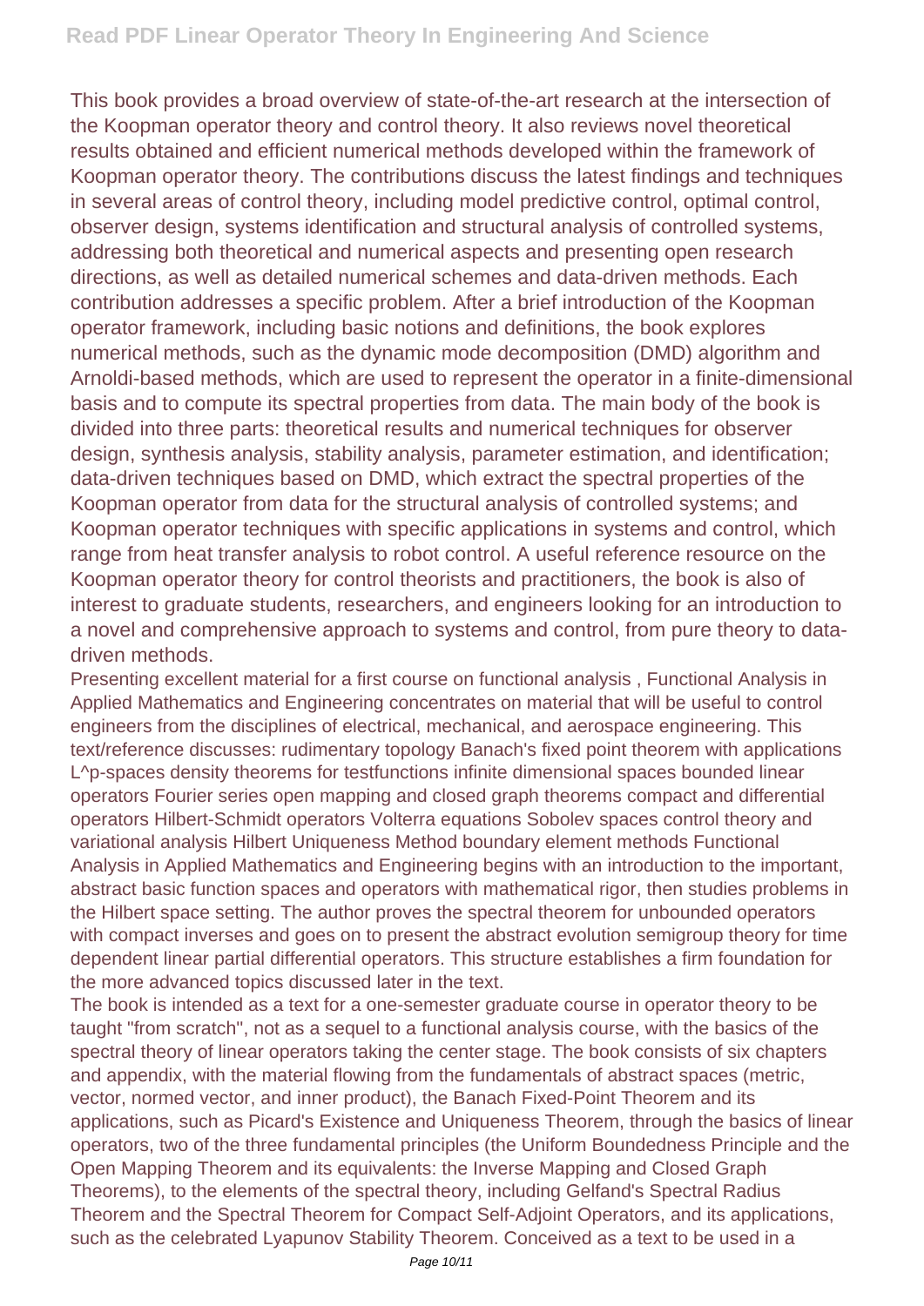This book provides a broad overview of state-of-the-art research at the intersection of the Koopman operator theory and control theory. It also reviews novel theoretical results obtained and efficient numerical methods developed within the framework of Koopman operator theory. The contributions discuss the latest findings and techniques in several areas of control theory, including model predictive control, optimal control, observer design, systems identification and structural analysis of controlled systems, addressing both theoretical and numerical aspects and presenting open research directions, as well as detailed numerical schemes and data-driven methods. Each contribution addresses a specific problem. After a brief introduction of the Koopman operator framework, including basic notions and definitions, the book explores numerical methods, such as the dynamic mode decomposition (DMD) algorithm and Arnoldi-based methods, which are used to represent the operator in a finite-dimensional basis and to compute its spectral properties from data. The main body of the book is divided into three parts: theoretical results and numerical techniques for observer design, synthesis analysis, stability analysis, parameter estimation, and identification; data-driven techniques based on DMD, which extract the spectral properties of the Koopman operator from data for the structural analysis of controlled systems; and Koopman operator techniques with specific applications in systems and control, which range from heat transfer analysis to robot control. A useful reference resource on the Koopman operator theory for control theorists and practitioners, the book is also of interest to graduate students, researchers, and engineers looking for an introduction to a novel and comprehensive approach to systems and control, from pure theory to data-driven methods.

Presenting excellent material for a first course on functional analysis , Functional Analysis in Applied Mathematics and Engineering concentrates on material that will be useful to control engineers from the disciplines of electrical, mechanical, and aerospace engineering. This text/reference discusses: rudimentary topology Banach's fixed point theorem with applications L^p-spaces density theorems for testfunctions infinite dimensional spaces bounded linear operators Fourier series open mapping and closed graph theorems compact and differential operators Hilbert-Schmidt operators Volterra equations Sobolev spaces control theory and variational analysis Hilbert Uniqueness Method boundary element methods Functional Analysis in Applied Mathematics and Engineering begins with an introduction to the important, abstract basic function spaces and operators with mathematical rigor, then studies problems in the Hilbert space setting. The author proves the spectral theorem for unbounded operators with compact inverses and goes on to present the abstract evolution semigroup theory for time dependent linear partial differential operators. This structure establishes a firm foundation for the more advanced topics discussed later in the text.

The book is intended as a text for a one-semester graduate course in operator theory to be taught "from scratch", not as a sequel to a functional analysis course, with the basics of the spectral theory of linear operators taking the center stage. The book consists of six chapters and appendix, with the material flowing from the fundamentals of abstract spaces (metric, vector, normed vector, and inner product), the Banach Fixed-Point Theorem and its applications, such as Picard's Existence and Uniqueness Theorem, through the basics of linear operators, two of the three fundamental principles (the Uniform Boundedness Principle and the Open Mapping Theorem and its equivalents: the Inverse Mapping and Closed Graph Theorems), to the elements of the spectral theory, including Gelfand's Spectral Radius Theorem and the Spectral Theorem for Compact Self-Adjoint Operators, and its applications, such as the celebrated Lyapunov Stability Theorem. Conceived as a text to be used in a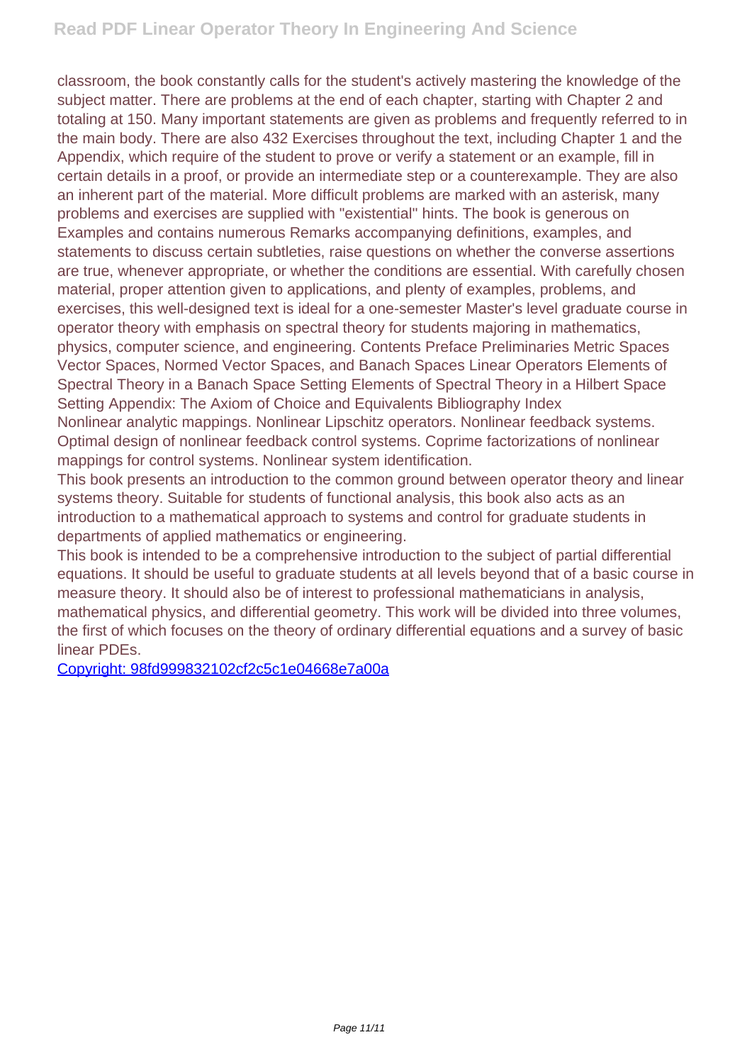classroom, the book constantly calls for the student's actively mastering the knowledge of the subject matter. There are problems at the end of each chapter, starting with Chapter 2 and totaling at 150. Many important statements are given as problems and frequently referred to in the main body. There are also 432 Exercises throughout the text, including Chapter 1 and the Appendix, which require of the student to prove or verify a statement or an example, fill in certain details in a proof, or provide an intermediate step or a counterexample. They are also an inherent part of the material. More difficult problems are marked with an asterisk, many problems and exercises are supplied with "existential" hints. The book is generous on Examples and contains numerous Remarks accompanying definitions, examples, and statements to discuss certain subtleties, raise questions on whether the converse assertions are true, whenever appropriate, or whether the conditions are essential. With carefully chosen material, proper attention given to applications, and plenty of examples, problems, and exercises, this well-designed text is ideal for a one-semester Master's level graduate course in operator theory with emphasis on spectral theory for students majoring in mathematics, physics, computer science, and engineering. Contents Preface Preliminaries Metric Spaces Vector Spaces, Normed Vector Spaces, and Banach Spaces Linear Operators Elements of Spectral Theory in a Banach Space Setting Elements of Spectral Theory in a Hilbert Space Setting Appendix: The Axiom of Choice and Equivalents Bibliography Index
Nonlinear analytic mappings. Nonlinear Lipschitz operators. Nonlinear feedback systems. Optimal design of nonlinear feedback control systems. Coprime factorizations of nonlinear mappings for control systems. Nonlinear system identification.

This book presents an introduction to the common ground between operator theory and linear systems theory. Suitable for students of functional analysis, this book also acts as an introduction to a mathematical approach to systems and control for graduate students in departments of applied mathematics or engineering.

This book is intended to be a comprehensive introduction to the subject of partial differential equations. It should be useful to graduate students at all levels beyond that of a basic course in measure theory. It should also be of interest to professional mathematicians in analysis, mathematical physics, and differential geometry. This work will be divided into three volumes, the first of which focuses on the theory of ordinary differential equations and a survey of basic linear PDEs.

Copyright: 98fd999832102cf2c5c1e04668e7a00a